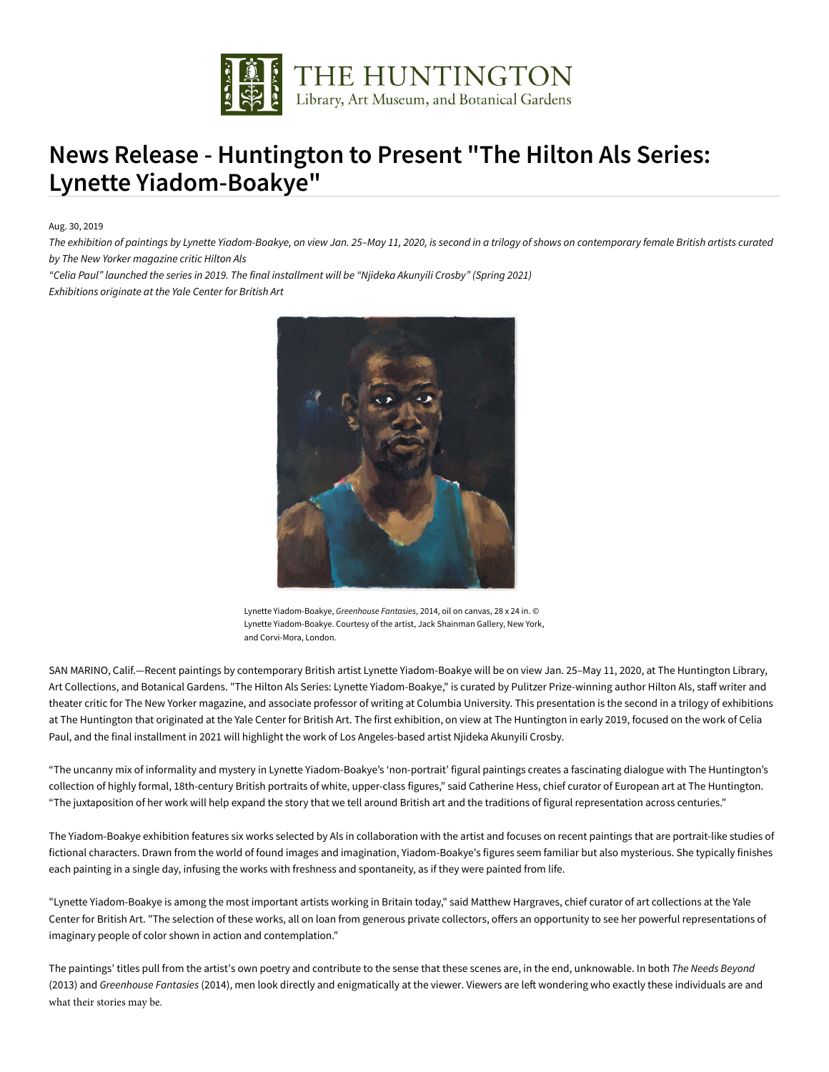THE HUNTINGTON
Library, Art Museum, and Botanical Gardens

# News Release - Huntington to Present "The Hilton Als Series: Lynette Yiadom-Boakye"

Aug. 30, 2019

*The exhibition of paintings by Lynette Yiadom-Boakye, on view Jan. 25–May 11, 2020, is second in a trilogy of shows on contemporary female British artists curated by The New Yorker magazine critic Hilton Als*

*"Celia Paul" launched the series in 2019. The final installment will be "Njideka Akunyili Crosby" (Spring 2021)*

*Exhibitions originate at the Yale Center for British Art*

Lynette Yiadom-Boakye, *Greenhouse Fantasies*, 2014, oil on canvas, 28 x 24 in. © Lynette Yiadom-Boakye. Courtesy of the artist, Jack Shainman Gallery, New York, and Corvi-Mora, London.

SAN MARINO, Calif.—Recent paintings by contemporary British artist Lynette Yiadom-Boakye will be on view Jan. 25–May 11, 2020, at The Huntington Library, Art Collections, and Botanical Gardens. "The Hilton Als Series: Lynette Yiadom-Boakye," is curated by Pulitzer Prize-winning author Hilton Als, staff writer and theater critic for The New Yorker magazine, and associate professor of writing at Columbia University. This presentation is the second in a trilogy of exhibitions at The Huntington that originated at the Yale Center for British Art. The first exhibition, on view at The Huntington in early 2019, focused on the work of Celia Paul, and the final installment in 2021 will highlight the work of Los Angeles-based artist Njideka Akunyili Crosby.

"The uncanny mix of informality and mystery in Lynette Yiadom-Boakye's 'non-portrait' figural paintings creates a fascinating dialogue with The Huntington's collection of highly formal, 18th-century British portraits of white, upper-class figures," said Catherine Hess, chief curator of European art at The Huntington. "The juxtaposition of her work will help expand the story that we tell around British art and the traditions of figural representation across centuries."

The Yiadom-Boakye exhibition features six works selected by Als in collaboration with the artist and focuses on recent paintings that are portrait-like studies of fictional characters. Drawn from the world of found images and imagination, Yiadom-Boakye's figures seem familiar but also mysterious. She typically finishes each painting in a single day, infusing the works with freshness and spontaneity, as if they were painted from life.

"Lynette Yiadom-Boakye is among the most important artists working in Britain today," said Matthew Hargraves, chief curator of art collections at the Yale Center for British Art. "The selection of these works, all on loan from generous private collectors, offers an opportunity to see her powerful representations of imaginary people of color shown in action and contemplation."

The paintings' titles pull from the artist's own poetry and contribute to the sense that these scenes are, in the end, unknowable. In both *The Needs Beyond* (2013) and *Greenhouse Fantasies* (2014), men look directly and enigmatically at the viewer. Viewers are left wondering who exactly these individuals are and what their stories may be.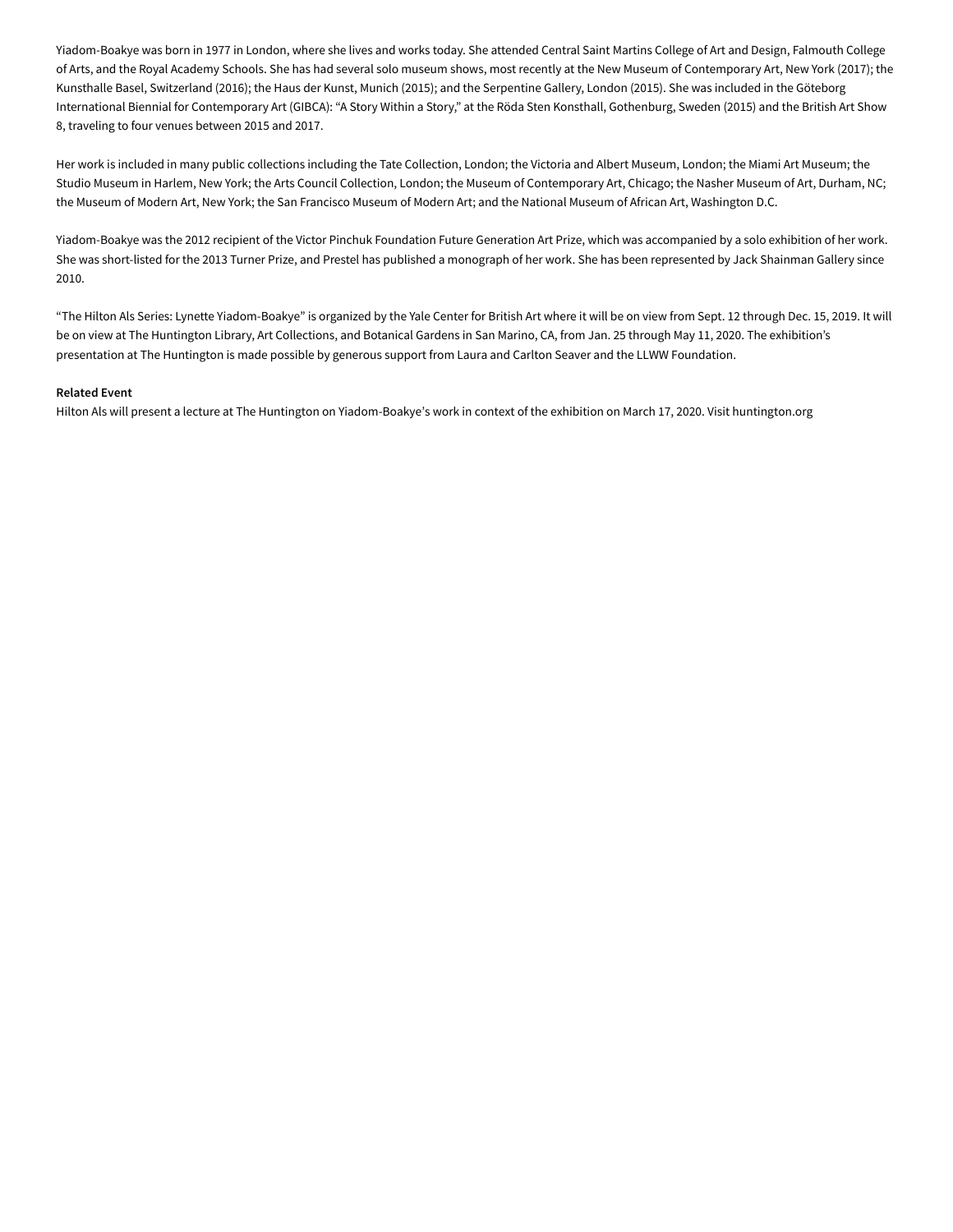Yiadom-Boakye was born in 1977 in London, where she lives and works today. She attended Central Saint Martins College of Art and Design, Falmouth College of Arts, and the Royal Academy Schools. She has had several solo museum shows, most recently at the New Museum of Contemporary Art, New York (2017); the Kunsthalle Basel, Switzerland (2016); the Haus der Kunst, Munich (2015); and the Serpentine Gallery, London (2015). She was included in the Göteborg International Biennial for Contemporary Art (GIBCA): "A Story Within a Story," at the Röda Sten Konsthall, Gothenburg, Sweden (2015) and the British Art Show 8, traveling to four venues between 2015 and 2017.

Her work is included in many public collections including the Tate Collection, London; the Victoria and Albert Museum, London; the Miami Art Museum; the Studio Museum in Harlem, New York; the Arts Council Collection, London; the Museum of Contemporary Art, Chicago; the Nasher Museum of Art, Durham, NC; the Museum of Modern Art, New York; the San Francisco Museum of Modern Art; and the National Museum of African Art, Washington D.C.

Yiadom-Boakye was the 2012 recipient of the Victor Pinchuk Foundation Future Generation Art Prize, which was accompanied by a solo exhibition of her work. She was short-listed for the 2013 Turner Prize, and Prestel has published a monograph of her work. She has been represented by Jack Shainman Gallery since 2010.

"The Hilton Als Series: Lynette Yiadom-Boakye" is organized by the Yale Center for British Art where it will be on view from Sept. 12 through Dec. 15, 2019. It will be on view at The Huntington Library, Art Collections, and Botanical Gardens in San Marino, CA, from Jan. 25 through May 11, 2020. The exhibition's presentation at The Huntington is made possible by generous support from Laura and Carlton Seaver and the LLWW Foundation.

**Related Event**

Hilton Als will present a lecture at The Huntington on Yiadom-Boakye's work in context of the exhibition on March 17, 2020. Visit huntington.org